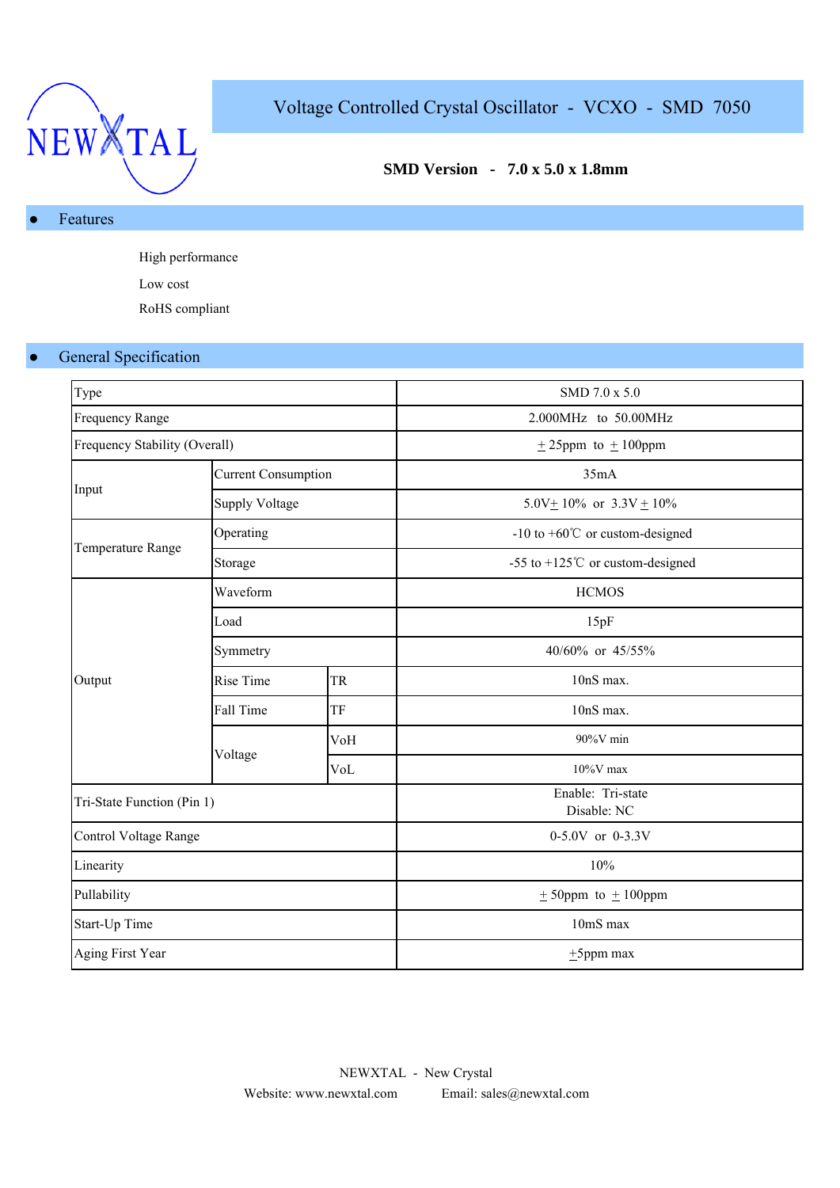NEWXTAL

# Voltage Controlled Crystal Oscillator - VCXO - SMD 7050

**SMD Version - 7.0 x 5.0 x 1.8mm**

## ● Features

High performance

Low cost

RoHS compliant

## ● General Specification

| Type | | | SMD 7.0 x 5.0 |
|---|---|---|---|
| Frequency Range | | | 2.000MHz to 50.00MHz |
| Frequency Stability (Overall) | | | ± 25ppm to ± 100ppm |
| Input | Current Consumption | | 35mA |
| | Supply Voltage | | 5.0V± 10% or 3.3V ± 10% |
| Temperature Range | Operating | | -10 to +60℃ or custom-designed |
| | Storage | | -55 to +125℃ or custom-designed |
| Output | Waveform | | HCMOS |
| | Load | | 15pF |
| | Symmetry | | 40/60% or 45/55% |
| | Rise Time | TR | 10nS max. |
| | Fall Time | TF | 10nS max. |
| | Voltage | VoH | 90%V min |
| | | VoL | 10%V max |
| Tri-State Function (Pin 1) | | | Enable: Tri-state<br>Disable: NC |
| Control Voltage Range | | | 0-5.0V or 0-3.3V |
| Linearity | | | 10% |
| Pullability | | | ± 50ppm to ± 100ppm |
| Start-Up Time | | | 10mS max |
| Aging First Year | | | ±5ppm max |

NEWXTAL - New Crystal

Website: www.newxtal.com Email: sales@newxtal.com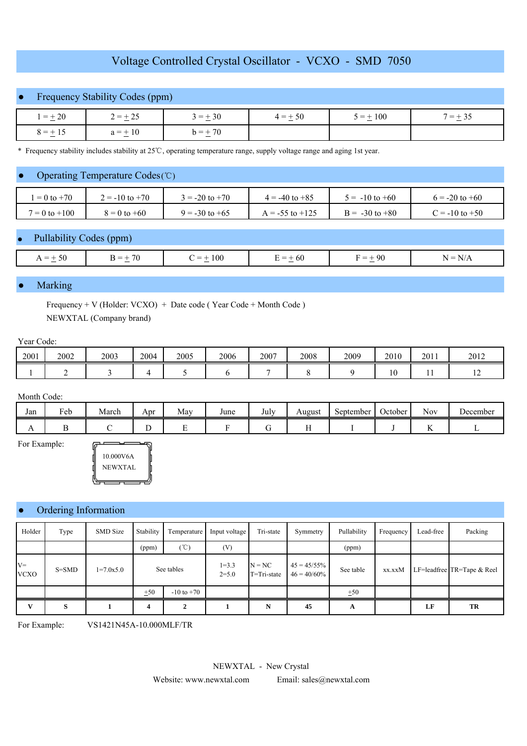# Voltage Controlled Crystal Oscillator - VCXO - SMD 7050

## Frequency Stability Codes (ppm)

| 1 = ± 20 | 2 = ± 25 | 3 = ± 30 | 4 = ± 50 | 5 = ± 100 | 7 = ± 35 |
|---|---|---|---|---|---|
| 8 = ± 15 | a = ± 10 | b = ± 70 | | | |

\* Frequency stability includes stability at 25℃, operating temperature range, supply voltage range and aging 1st year.

## Operating Temperature Codes(℃)

| 1 = 0 to +70 | 2 = -10 to +70 | 3 = -20 to +70 | 4 = -40 to +85 | 5 = -10 to +60 | 6 = -20 to +60 |
|---|---|---|---|---|---|
| 7 = 0 to +100 | 8 = 0 to +60 | 9 = -30 to +65 | A = -55 to +125 | B = -30 to +80 | C = -10 to +50 |

## Pullability Codes (ppm)

| A = ± 50 | B = ± 70 | C = ± 100 | E = ± 60 | F = ± 90 | N = N/A |
|---|---|---|---|---|---|

## Marking

Frequency + V (Holder: VCXO) + Date code ( Year Code + Month Code )
NEWXTAL (Company brand)

Year Code:

| 2001 | 2002 | 2003 | 2004 | 2005 | 2006 | 2007 | 2008 | 2009 | 2010 | 2011 | 2012 |
|---|---|---|---|---|---|---|---|---|---|---|---|
| 1 | 2 | 3 | 4 | 5 | 6 | 7 | 8 | 9 | 10 | 11 | 12 |

Month Code:

| Jan | Feb | March | Apr | May | June | July | August | September | October | Nov | December |
|---|---|---|---|---|---|---|---|---|---|---|---|
| A | B | C | D | E | F | G | H | I | J | K | L |

For Example:

10.000V6A
NEWXTAL

## Ordering Information

| Holder | Type | SMD Size | Stability | Temperature | Input voltage | Tri-state | Symmetry | Pullability | Frequency | Lead-free | Packing |
|---|---|---|---|---|---|---|---|---|---|---|---|
| | | | (ppm) | (℃) | (V) | | | (ppm) | | | |
| V= VCXO | S=SMD | 1=7.0x5.0 | See tables | | 1=3.3<br>2=5.0 | N = NC<br>T=Tri-state | 45 = 45/55%<br>46 = 40/60% | See table | xx.xxM | LF=leadfree | TR=Tape & Reel |
| | | | ±50 | -10 to +70 | | | | ±50 | | | |
| **V** | **S** | **1** | **4** | **2** | **1** | **N** | **45** | **A** | | **LF** | **TR** |

For Example: VS1421N45A-10.000MLF/TR

NEWXTAL - New Crystal
Website: www.newxtal.com Email: sales@newxtal.com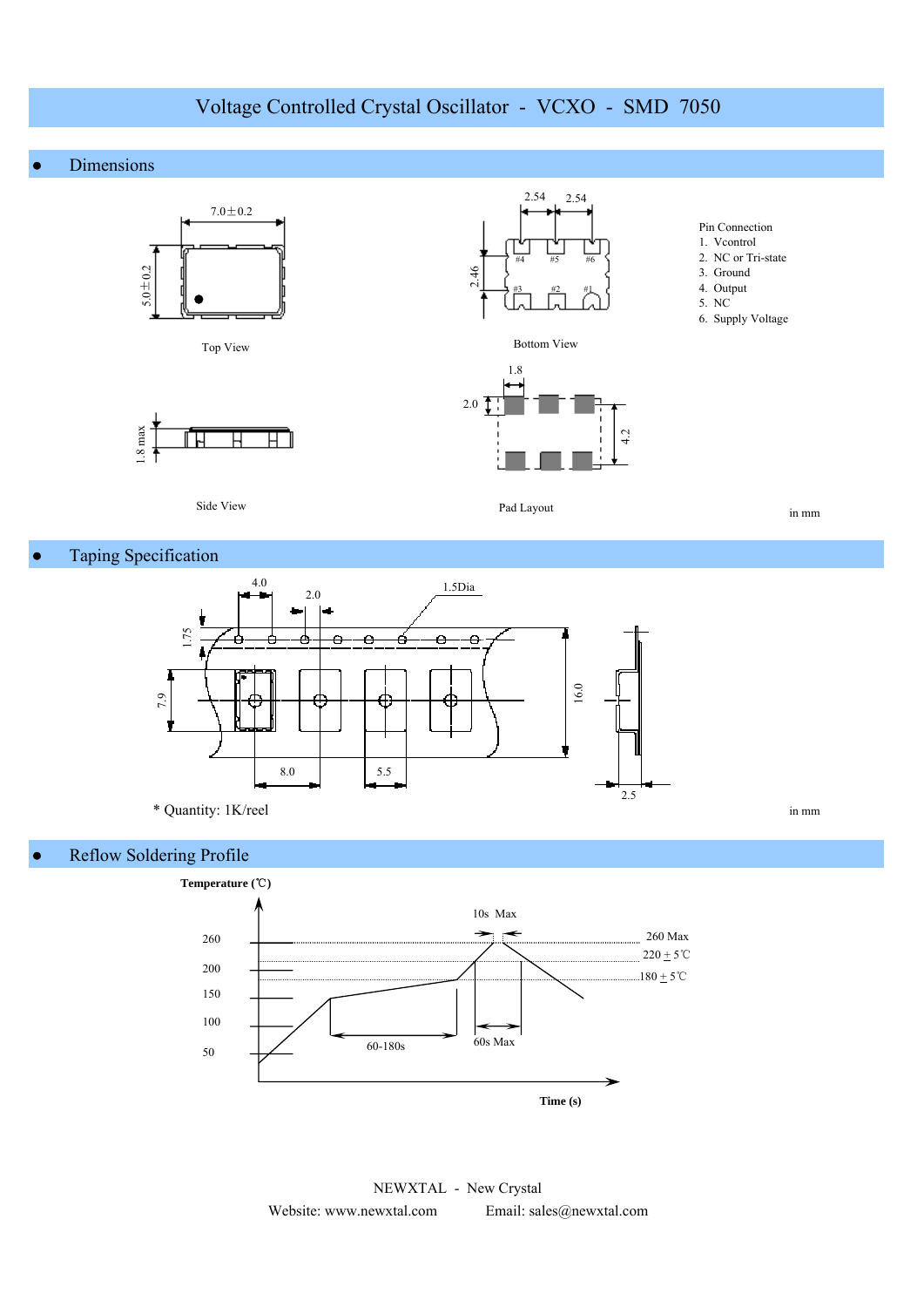# Voltage Controlled Crystal Oscillator - VCXO - SMD 7050

## Dimensions

7.0±0.2

5.0±0.2

Top View

2.54 2.54

2.46

#4 #5 #6

#3 #2 #1

Bottom View

Pin Connection

1. Vcontrol
2. NC or Tri-state
3. Ground
4. Output
5. NC
6. Supply Voltage

1.8 max

Side View

1.8

2.0

4.2

Pad Layout

in mm

## Taping Specification

4.0

2.0

1.5Dia

1.75

7.9

16.0

8.0

5.5

2.5

* Quantity: 1K/reel

in mm

## Reflow Soldering Profile

**Temperature (℃)**

10s Max

260

200

150

100

50

260 Max

220 ± 5℃

180 ± 5℃

60-180s

60s Max

**Time (s)**

NEWXTAL - New Crystal

Website: www.newxtal.com Email: sales@newxtal.com